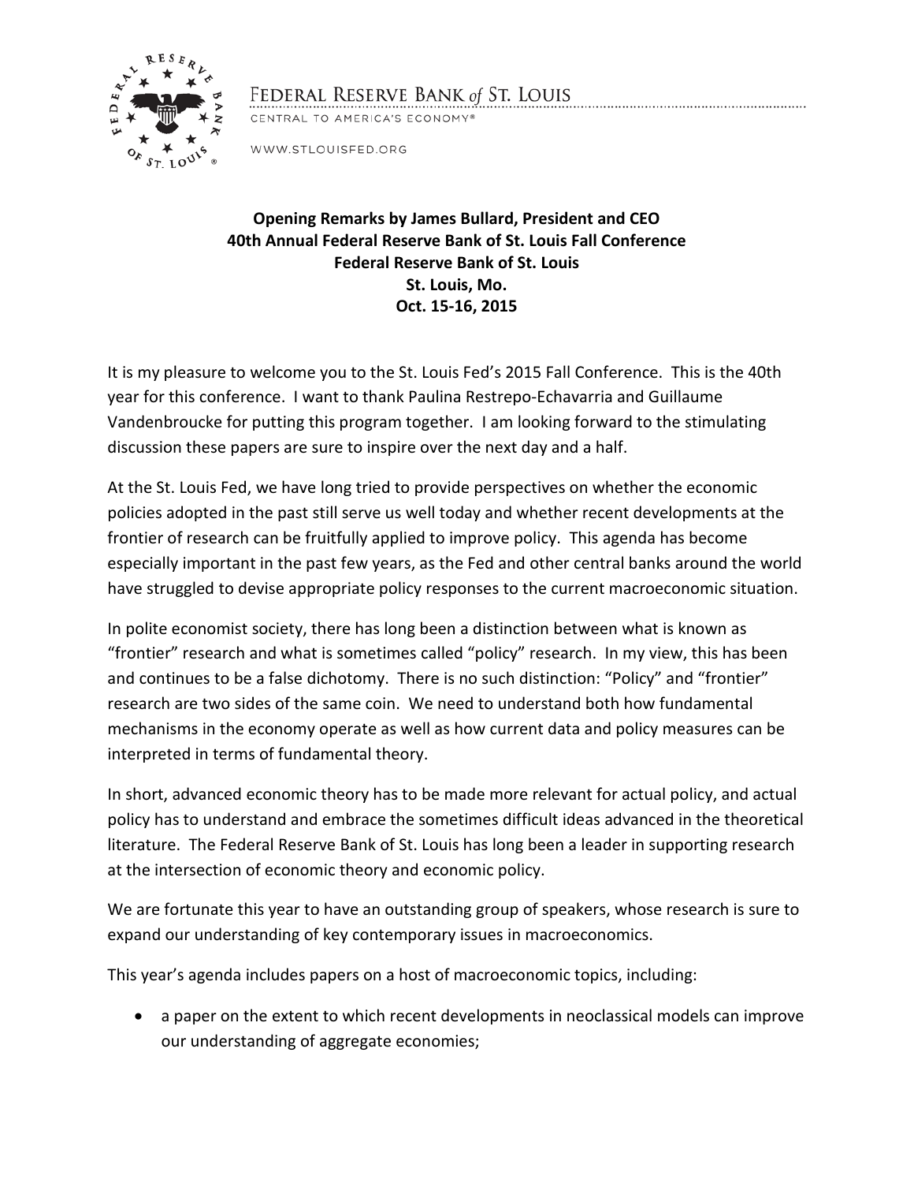FEDERAL RESERVE BANK *of* ST. LOUIS

CENTRAL TO AMERICA'S ECONOMY®

WWW.STLOUISFED.ORG

**Opening Remarks by James Bullard, President and CEO**
**40th Annual Federal Reserve Bank of St. Louis Fall Conference**
**Federal Reserve Bank of St. Louis**
**St. Louis, Mo.**
**Oct. 15-16, 2015**

It is my pleasure to welcome you to the St. Louis Fed's 2015 Fall Conference. This is the 40th year for this conference. I want to thank Paulina Restrepo-Echavarria and Guillaume Vandenbroucke for putting this program together. I am looking forward to the stimulating discussion these papers are sure to inspire over the next day and a half.

At the St. Louis Fed, we have long tried to provide perspectives on whether the economic policies adopted in the past still serve us well today and whether recent developments at the frontier of research can be fruitfully applied to improve policy. This agenda has become especially important in the past few years, as the Fed and other central banks around the world have struggled to devise appropriate policy responses to the current macroeconomic situation.

In polite economist society, there has long been a distinction between what is known as "frontier" research and what is sometimes called "policy" research. In my view, this has been and continues to be a false dichotomy. There is no such distinction: "Policy" and "frontier" research are two sides of the same coin. We need to understand both how fundamental mechanisms in the economy operate as well as how current data and policy measures can be interpreted in terms of fundamental theory.

In short, advanced economic theory has to be made more relevant for actual policy, and actual policy has to understand and embrace the sometimes difficult ideas advanced in the theoretical literature. The Federal Reserve Bank of St. Louis has long been a leader in supporting research at the intersection of economic theory and economic policy.

We are fortunate this year to have an outstanding group of speakers, whose research is sure to expand our understanding of key contemporary issues in macroeconomics.

This year's agenda includes papers on a host of macroeconomic topics, including:

- a paper on the extent to which recent developments in neoclassical models can improve our understanding of aggregate economies;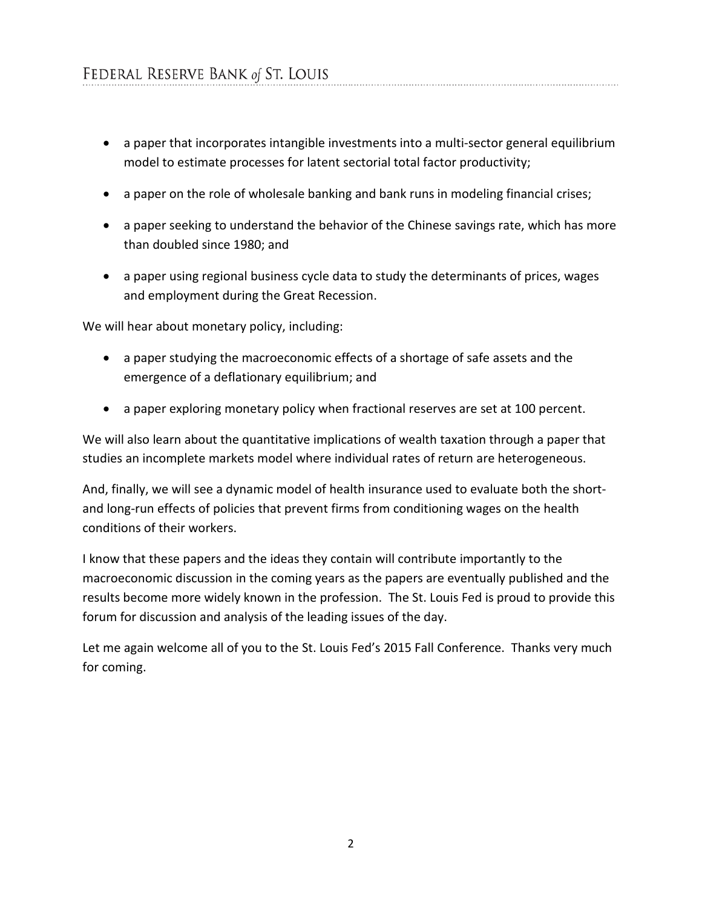- a paper that incorporates intangible investments into a multi-sector general equilibrium model to estimate processes for latent sectorial total factor productivity;
- a paper on the role of wholesale banking and bank runs in modeling financial crises;
- a paper seeking to understand the behavior of the Chinese savings rate, which has more than doubled since 1980; and
- a paper using regional business cycle data to study the determinants of prices, wages and employment during the Great Recession.

We will hear about monetary policy, including:

- a paper studying the macroeconomic effects of a shortage of safe assets and the emergence of a deflationary equilibrium; and
- a paper exploring monetary policy when fractional reserves are set at 100 percent.

We will also learn about the quantitative implications of wealth taxation through a paper that studies an incomplete markets model where individual rates of return are heterogeneous.

And, finally, we will see a dynamic model of health insurance used to evaluate both the short- and long-run effects of policies that prevent firms from conditioning wages on the health conditions of their workers.

I know that these papers and the ideas they contain will contribute importantly to the macroeconomic discussion in the coming years as the papers are eventually published and the results become more widely known in the profession. The St. Louis Fed is proud to provide this forum for discussion and analysis of the leading issues of the day.

Let me again welcome all of you to the St. Louis Fed's 2015 Fall Conference. Thanks very much for coming.